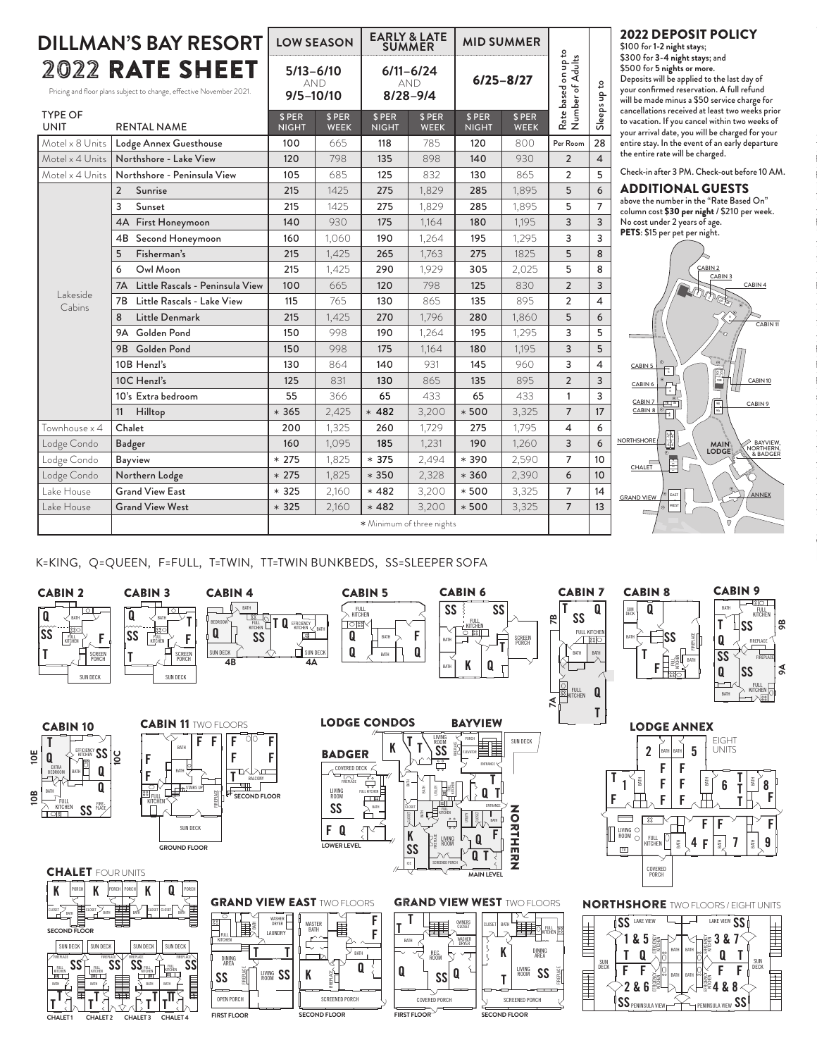# DILLMAN'S BAY RESORT

## 2022 RATE SHEET

Pricing and floor plans subject to change, effective November 2021.

| TYPE OF UNIT | RENTAL NAME | LOW SEASON 5/13–6/10 AND 9/5–10/10 $ PER NIGHT | LOW SEASON $ PER WEEK | EARLY & LATE SUMMER 6/11–6/24 AND 8/28–9/4 $ PER NIGHT | EARLY & LATE SUMMER $ PER WEEK | MID SUMMER 6/25–8/27 $ PER NIGHT | MID SUMMER $ PER WEEK | Rate based on up to Number of Adults | Sleeps up to |
|---|---|---|---|---|---|---|---|---|---|
| Motel x 8 Units | Lodge Annex Guesthouse | 100 | 665 | 118 | 785 | 120 | 800 | Per Room | 28 |
| Motel x 4 Units | Northshore - Lake View | 120 | 798 | 135 | 898 | 140 | 930 | 2 | 4 |
| Motel x 4 Units | Northshore - Peninsula View | 105 | 685 | 125 | 832 | 130 | 865 | 2 | 5 |
| Lakeside Cabins | 2 Sunrise | 215 | 1425 | 275 | 1,829 | 285 | 1,895 | 5 | 6 |
| | 3 Sunset | 215 | 1425 | 275 | 1,829 | 285 | 1,895 | 5 | 7 |
| | 4A First Honeymoon | 140 | 930 | 175 | 1,164 | 180 | 1,195 | 3 | 3 |
| | 4B Second Honeymoon | 160 | 1,060 | 190 | 1,264 | 195 | 1,295 | 3 | 3 |
| | 5 Fisherman's | 215 | 1,425 | 265 | 1,763 | 275 | 1825 | 5 | 8 |
| | 6 Owl Moon | 215 | 1,425 | 290 | 1,929 | 305 | 2,025 | 5 | 8 |
| | 7A Little Rascals - Peninsula View | 100 | 665 | 120 | 798 | 125 | 830 | 2 | 3 |
| | 7B Little Rascals - Lake View | 115 | 765 | 130 | 865 | 135 | 895 | 2 | 4 |
| | 8 Little Denmark | 215 | 1,425 | 270 | 1,796 | 280 | 1,860 | 5 | 6 |
| | 9A Golden Pond | 150 | 998 | 190 | 1,264 | 195 | 1,295 | 3 | 5 |
| | 9B Golden Pond | 150 | 998 | 175 | 1,164 | 180 | 1,195 | 3 | 5 |
| | 10B Henzl's | 130 | 864 | 140 | 931 | 145 | 960 | 3 | 4 |
| | 10C Henzl's | 125 | 831 | 130 | 865 | 135 | 895 | 2 | 3 |
| | 10's Extra bedroom | 55 | 366 | 65 | 433 | 65 | 433 | 1 | 3 |
| | 11 Hilltop | * 365 | 2,425 | * 482 | 3,200 | * 500 | 3,325 | 7 | 17 |
| Townhouse x 4 | Chalet | 200 | 1,325 | 260 | 1,729 | 275 | 1,795 | 4 | 6 |
| Lodge Condo | Badger | 160 | 1,095 | 185 | 1,231 | 190 | 1,260 | 3 | 6 |
| Lodge Condo | Bayview | * 275 | 1,825 | * 375 | 2,494 | * 390 | 2,590 | 7 | 10 |
| Lodge Condo | Northern Lodge | * 275 | 1,825 | * 350 | 2,328 | * 360 | 2,390 | 6 | 10 |
| Lake House | Grand View East | * 325 | 2,160 | * 482 | 3,200 | * 500 | 3,325 | 7 | 14 |
| Lake House | Grand View West | * 325 | 2,160 | * 482 | 3,200 | * 500 | 3,325 | 7 | 13 |

* Minimum of three nights

## 2022 DEPOSIT POLICY

$100 for **1-2 night stays**; $300 for **3-4 night stays**; and $500 for **5 nights or more**. Deposits will be applied to the last day of your confirmed reservation. A full refund will be made minus a $50 service charge for cancellations received at least two weeks prior to vacation. If you cancel within two weeks of your arrival date, you will be charged for your entire stay. In the event of an early departure the entire rate will be charged.

Check-in after 3 PM. Check-out before 10 AM.

## ADDITIONAL GUESTS

above the number in the "Rate Based On" column cost **$30 per night** / $210 per week. No cost under 2 years of age.
**PETS**: $15 per pet per night.

K=KING, Q=QUEEN, F=FULL, T=TWIN, TT=TWIN BUNKBEDS, SS=SLEEPER SOFA

CABIN 2, CABIN 3, CABIN 4, CABIN 5, CABIN 6, CABIN 7, CABIN 8, CABIN 9, CABIN 10, CABIN 11 TWO FLOORS, LODGE CONDOS (BADGER, BAYVIEW, NORTHERN), LODGE ANNEX EIGHT UNITS, CHALET FOUR UNITS, GRAND VIEW EAST TWO FLOORS, GRAND VIEW WEST TWO FLOORS, NORTHSHORE TWO FLOORS / EIGHT UNITS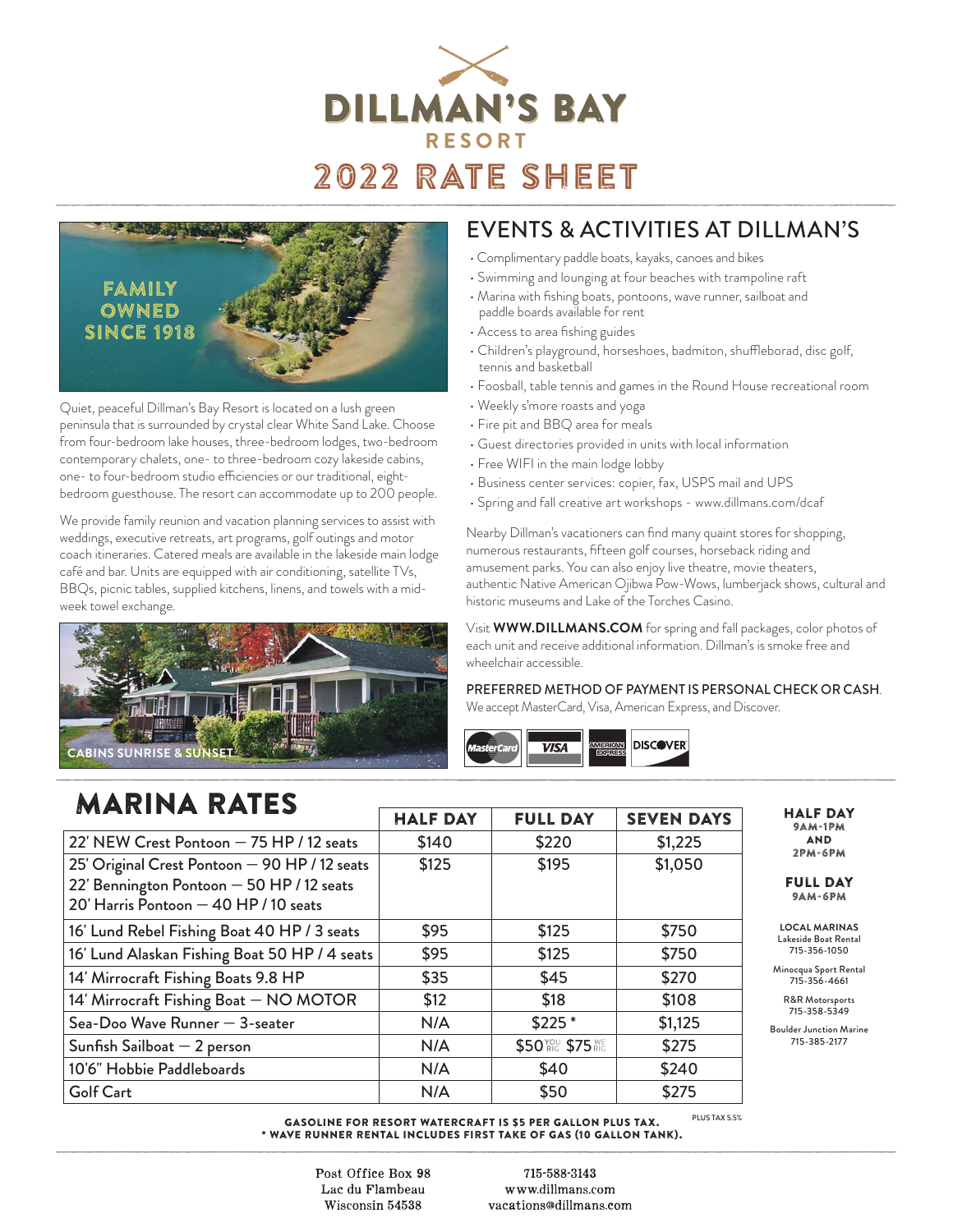# DILLMAN'S BAY RESORT

# 2022 RATE SHEET

FAMILY OWNED SINCE 1918

Quiet, peaceful Dillman's Bay Resort is located on a lush green peninsula that is surrounded by crystal clear White Sand Lake. Choose from four-bedroom lake houses, three-bedroom lodges, two-bedroom contemporary chalets, one- to three-bedroom cozy lakeside cabins, one- to four-bedroom studio efficiencies or our traditional, eight-bedroom guesthouse. The resort can accommodate up to 200 people.

We provide family reunion and vacation planning services to assist with weddings, executive retreats, art programs, golf outings and motor coach itineraries. Catered meals are available in the lakeside main lodge café and bar. Units are equipped with air conditioning, satellite TVs, BBQs, picnic tables, supplied kitchens, linens, and towels with a mid-week towel exchange.

CABINS SUNRISE & SUNSET

## EVENTS & ACTIVITIES AT DILLMAN'S

- Complimentary paddle boats, kayaks, canoes and bikes
- Swimming and lounging at four beaches with trampoline raft
- Marina with fishing boats, pontoons, wave runner, sailboat and paddle boards available for rent
- Access to area fishing guides
- Children's playground, horseshoes, badmiton, shuffleborad, disc golf, tennis and basketball
- Foosball, table tennis and games in the Round House recreational room
- Weekly s'more roasts and yoga
- Fire pit and BBQ area for meals
- Guest directories provided in units with local information
- Free WIFI in the main lodge lobby
- Business center services: copier, fax, USPS mail and UPS
- Spring and fall creative art workshops - www.dillmans.com/dcaf

Nearby Dillman's vacationers can find many quaint stores for shopping, numerous restaurants, fifteen golf courses, horseback riding and amusement parks. You can also enjoy live theatre, movie theaters, authentic Native American Ojibwa Pow-Wows, lumberjack shows, cultural and historic museums and Lake of the Torches Casino.

Visit **WWW.DILLMANS.COM** for spring and fall packages, color photos of each unit and receive additional information. Dillman's is smoke free and wheelchair accessible.

PREFERRED METHOD OF PAYMENT IS PERSONAL CHECK OR CASH.
We accept MasterCard, Visa, American Express, and Discover.

## MARINA RATES

| | HALF DAY | FULL DAY | SEVEN DAYS |
|---|---|---|---|
| 22' NEW Crest Pontoon – 75 HP / 12 seats | $140 | $220 | $1,225 |
| 25' Original Crest Pontoon – 90 HP / 12 seats<br>22' Bennington Pontoon – 50 HP / 12 seats<br>20' Harris Pontoon – 40 HP / 10 seats | $125 | $195 | $1,050 |
| 16' Lund Rebel Fishing Boat 40 HP / 3 seats | $95 | $125 | $750 |
| 16' Lund Alaskan Fishing Boat 50 HP / 4 seats | $95 | $125 | $750 |
| 14' Mirrocraft Fishing Boats 9.8 HP | $35 | $45 | $270 |
| 14' Mirrocraft Fishing Boat – NO MOTOR | $12 | $18 | $108 |
| Sea-Doo Wave Runner – 3-seater | N/A | $225 * | $1,125 |
| Sunfish Sailboat – 2 person | N/A | $50 YOU RIG $75 WE RIG | $275 |
| 10'6" Hobbie Paddleboards | N/A | $40 | $240 |
| Golf Cart | N/A | $50 | $275 |

PLUS TAX 5.5%

GASOLINE FOR RESORT WATERCRAFT IS $5 PER GALLON PLUS TAX.
* WAVE RUNNER RENTAL INCLUDES FIRST TAKE OF GAS (10 GALLON TANK).

**HALF DAY**
9AM-1PM
AND
2PM-6PM

**FULL DAY**
9AM-6PM

**LOCAL MARINAS**

Lakeside Boat Rental
715-356-1050

Minocqua Sport Rental
715-356-4661

R&R Motorsports
715-358-5349

Boulder Junction Marine
715-385-2177

Post Office Box 98
Lac du Flambeau
Wisconsin 54538

715-588-3143
www.dillmans.com
vacations@dillmans.com